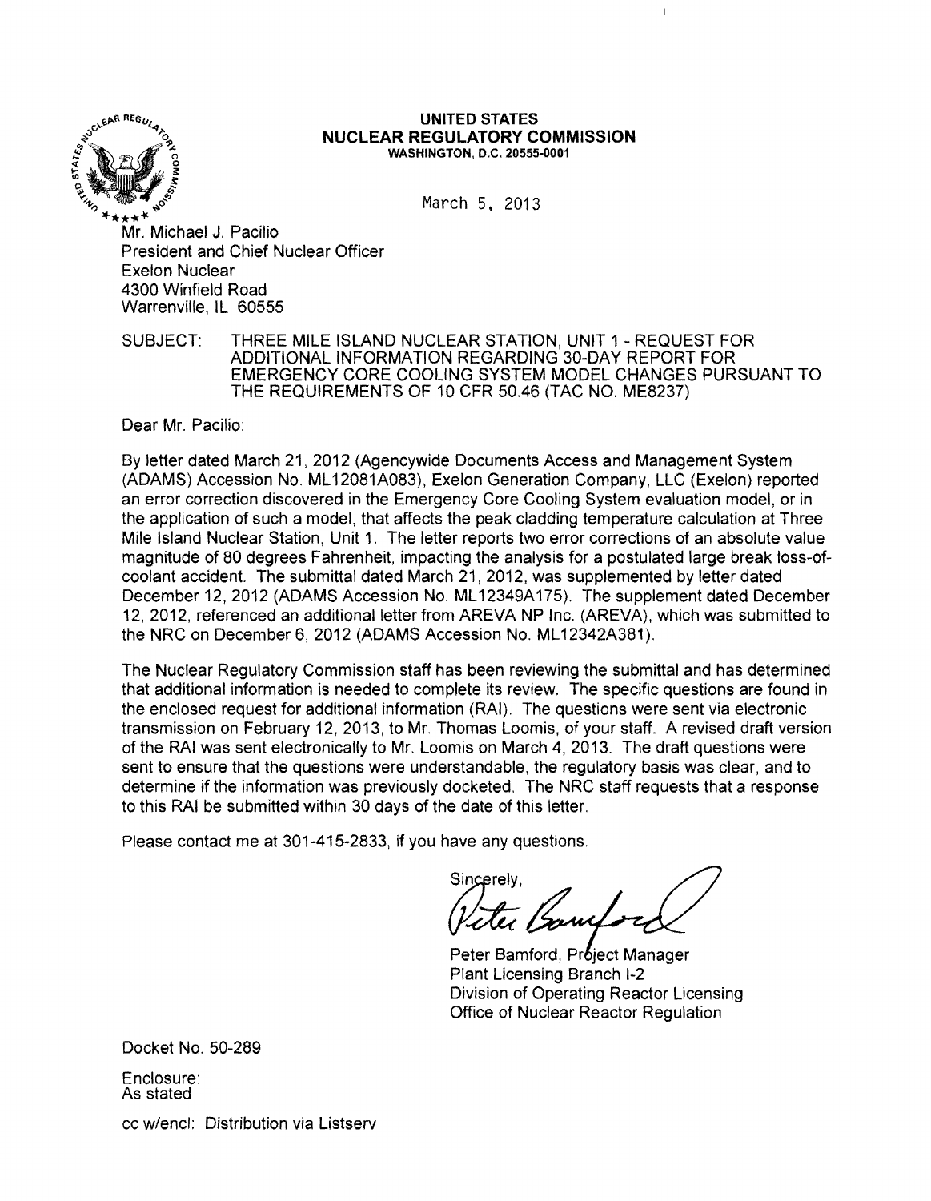**UNITED STATES**
**NUCLEAR REGULATORY COMMISSION**
**WASHINGTON, D.C. 20555-0001**

March 5, 2013

Mr. Michael J. Pacilio
President and Chief Nuclear Officer
Exelon Nuclear
4300 Winfield Road
Warrenville, IL 60555

SUBJECT: THREE MILE ISLAND NUCLEAR STATION, UNIT 1 - REQUEST FOR ADDITIONAL INFORMATION REGARDING 30-DAY REPORT FOR EMERGENCY CORE COOLING SYSTEM MODEL CHANGES PURSUANT TO THE REQUIREMENTS OF 10 CFR 50.46 (TAC NO. ME8237)

Dear Mr. Pacilio:

By letter dated March 21, 2012 (Agencywide Documents Access and Management System (ADAMS) Accession No. ML12081A083), Exelon Generation Company, LLC (Exelon) reported an error correction discovered in the Emergency Core Cooling System evaluation model, or in the application of such a model, that affects the peak cladding temperature calculation at Three Mile Island Nuclear Station, Unit 1. The letter reports two error corrections of an absolute value magnitude of 80 degrees Fahrenheit, impacting the analysis for a postulated large break loss-of-coolant accident. The submittal dated March 21, 2012, was supplemented by letter dated December 12, 2012 (ADAMS Accession No. ML12349A175). The supplement dated December 12, 2012, referenced an additional letter from AREVA NP Inc. (AREVA), which was submitted to the NRC on December 6, 2012 (ADAMS Accession No. ML12342A381).

The Nuclear Regulatory Commission staff has been reviewing the submittal and has determined that additional information is needed to complete its review. The specific questions are found in the enclosed request for additional information (RAI). The questions were sent via electronic transmission on February 12, 2013, to Mr. Thomas Loomis, of your staff. A revised draft version of the RAI was sent electronically to Mr. Loomis on March 4, 2013. The draft questions were sent to ensure that the questions were understandable, the regulatory basis was clear, and to determine if the information was previously docketed. The NRC staff requests that a response to this RAI be submitted within 30 days of the date of this letter.

Please contact me at 301-415-2833, if you have any questions.

Sincerely,

Peter Bamford, Project Manager
Plant Licensing Branch I-2
Division of Operating Reactor Licensing
Office of Nuclear Reactor Regulation

Docket No. 50-289

Enclosure:
As stated

cc w/encl: Distribution via Listserv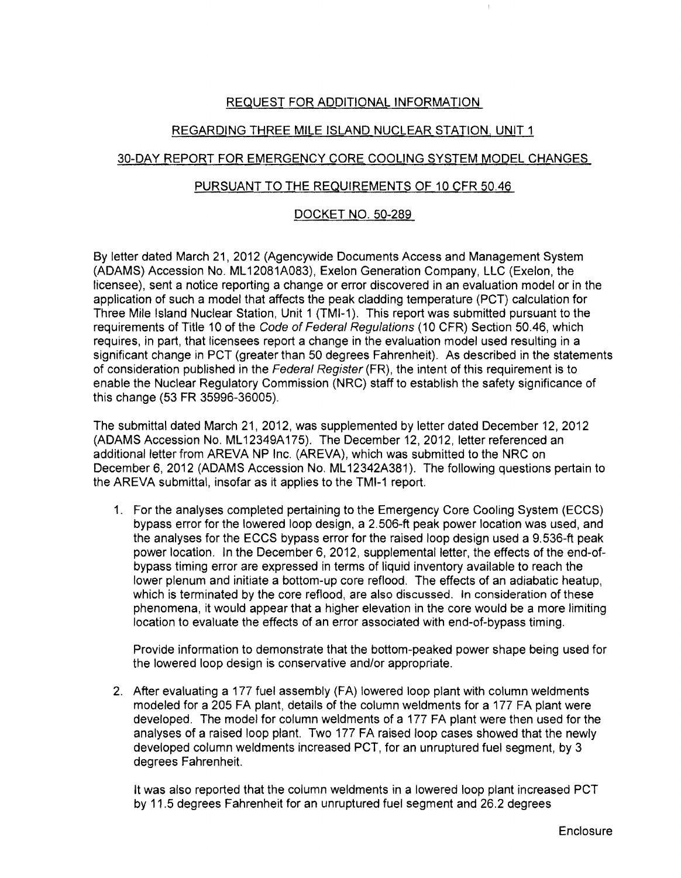REQUEST FOR ADDITIONAL INFORMATION

REGARDING THREE MILE ISLAND NUCLEAR STATION, UNIT 1

30-DAY REPORT FOR EMERGENCY CORE COOLING SYSTEM MODEL CHANGES

PURSUANT TO THE REQUIREMENTS OF 10 CFR 50.46

DOCKET NO. 50-289

By letter dated March 21, 2012 (Agencywide Documents Access and Management System (ADAMS) Accession No. ML12081A083), Exelon Generation Company, LLC (Exelon, the licensee), sent a notice reporting a change or error discovered in an evaluation model or in the application of such a model that affects the peak cladding temperature (PCT) calculation for Three Mile Island Nuclear Station, Unit 1 (TMI-1). This report was submitted pursuant to the requirements of Title 10 of the *Code of Federal Regulations* (10 CFR) Section 50.46, which requires, in part, that licensees report a change in the evaluation model used resulting in a significant change in PCT (greater than 50 degrees Fahrenheit). As described in the statements of consideration published in the *Federal Register* (FR), the intent of this requirement is to enable the Nuclear Regulatory Commission (NRC) staff to establish the safety significance of this change (53 FR 35996-36005).

The submittal dated March 21, 2012, was supplemented by letter dated December 12, 2012 (ADAMS Accession No. ML12349A175). The December 12, 2012, letter referenced an additional letter from AREVA NP Inc. (AREVA), which was submitted to the NRC on December 6, 2012 (ADAMS Accession No. ML12342A381). The following questions pertain to the AREVA submittal, insofar as it applies to the TMI-1 report.

1. For the analyses completed pertaining to the Emergency Core Cooling System (ECCS) bypass error for the lowered loop design, a 2.506-ft peak power location was used, and the analyses for the ECCS bypass error for the raised loop design used a 9.536-ft peak power location. In the December 6, 2012, supplemental letter, the effects of the end-of-bypass timing error are expressed in terms of liquid inventory available to reach the lower plenum and initiate a bottom-up core reflood. The effects of an adiabatic heatup, which is terminated by the core reflood, are also discussed. In consideration of these phenomena, it would appear that a higher elevation in the core would be a more limiting location to evaluate the effects of an error associated with end-of-bypass timing.

   Provide information to demonstrate that the bottom-peaked power shape being used for the lowered loop design is conservative and/or appropriate.

2. After evaluating a 177 fuel assembly (FA) lowered loop plant with column weldments modeled for a 205 FA plant, details of the column weldments for a 177 FA plant were developed. The model for column weldments of a 177 FA plant were then used for the analyses of a raised loop plant. Two 177 FA raised loop cases showed that the newly developed column weldments increased PCT, for an unruptured fuel segment, by 3 degrees Fahrenheit.

   It was also reported that the column weldments in a lowered loop plant increased PCT by 11.5 degrees Fahrenheit for an unruptured fuel segment and 26.2 degrees

Enclosure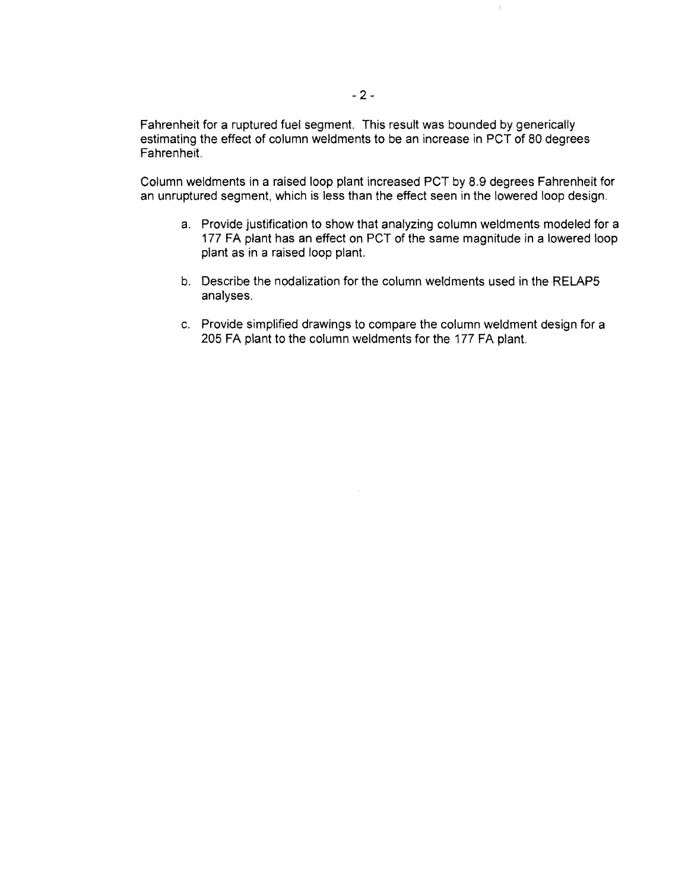Fahrenheit for a ruptured fuel segment. This result was bounded by generically estimating the effect of column weldments to be an increase in PCT of 80 degrees Fahrenheit.

Column weldments in a raised loop plant increased PCT by 8.9 degrees Fahrenheit for an unruptured segment, which is less than the effect seen in the lowered loop design.

a. Provide justification to show that analyzing column weldments modeled for a 177 FA plant has an effect on PCT of the same magnitude in a lowered loop plant as in a raised loop plant.

b. Describe the nodalization for the column weldments used in the RELAP5 analyses.

c. Provide simplified drawings to compare the column weldment design for a 205 FA plant to the column weldments for the 177 FA plant.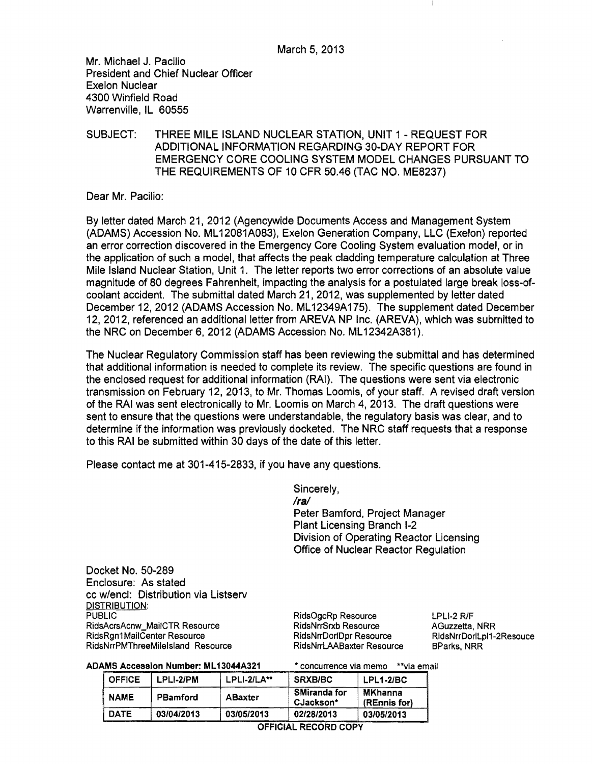March 5, 2013

Mr. Michael J. Pacilio
President and Chief Nuclear Officer
Exelon Nuclear
4300 Winfield Road
Warrenville, IL 60555

SUBJECT: THREE MILE ISLAND NUCLEAR STATION, UNIT 1 - REQUEST FOR ADDITIONAL INFORMATION REGARDING 30-DAY REPORT FOR EMERGENCY CORE COOLING SYSTEM MODEL CHANGES PURSUANT TO THE REQUIREMENTS OF 10 CFR 50.46 (TAC NO. ME8237)

Dear Mr. Pacilio:

By letter dated March 21, 2012 (Agencywide Documents Access and Management System (ADAMS) Accession No. ML12081A083), Exelon Generation Company, LLC (Exelon) reported an error correction discovered in the Emergency Core Cooling System evaluation model, or in the application of such a model, that affects the peak cladding temperature calculation at Three Mile Island Nuclear Station, Unit 1. The letter reports two error corrections of an absolute value magnitude of 80 degrees Fahrenheit, impacting the analysis for a postulated large break loss-of-coolant accident. The submittal dated March 21, 2012, was supplemented by letter dated December 12, 2012 (ADAMS Accession No. ML12349A175). The supplement dated December 12, 2012, referenced an additional letter from AREVA NP Inc. (AREVA), which was submitted to the NRC on December 6, 2012 (ADAMS Accession No. ML12342A381).

The Nuclear Regulatory Commission staff has been reviewing the submittal and has determined that additional information is needed to complete its review. The specific questions are found in the enclosed request for additional information (RAI). The questions were sent via electronic transmission on February 12, 2013, to Mr. Thomas Loomis, of your staff. A revised draft version of the RAI was sent electronically to Mr. Loomis on March 4, 2013. The draft questions were sent to ensure that the questions were understandable, the regulatory basis was clear, and to determine if the information was previously docketed. The NRC staff requests that a response to this RAI be submitted within 30 days of the date of this letter.

Please contact me at 301-415-2833, if you have any questions.

Sincerely,
/ra/
Peter Bamford, Project Manager
Plant Licensing Branch I-2
Division of Operating Reactor Licensing
Office of Nuclear Reactor Regulation

Docket No. 50-289
Enclosure: As stated
cc w/encl: Distribution via Listserv

DISTRIBUTION:
PUBLIC
RidsAcrsAcnw_MailCTR Resource
RidsRgn1MailCenter Resource
RidsNrrPMThreeMileIsland Resource
RidsOgcRp Resource
RidsNrrSrxb Resource
RidsNrrDorlDpr Resource
RidsNrrLAABaxter Resource
LPLI-2 R/F
AGuzzetta, NRR
RidsNrrDorlLpl1-2Resouce
BParks, NRR

**ADAMS Accession Number: ML13044A321** * concurrence via memo **via email

| OFFICE | LPLI-2/PM | LPLI-2/LA** | SRXB/BC | LPL1-2/BC |
|---|---|---|---|---|
| NAME | PBamford | ABaxter | SMiranda for CJackson* | MKhanna (REnnis for) |
| DATE | 03/04/2013 | 03/05/2013 | 02/28/2013 | 03/05/2013 |

**OFFICIAL RECORD COPY**